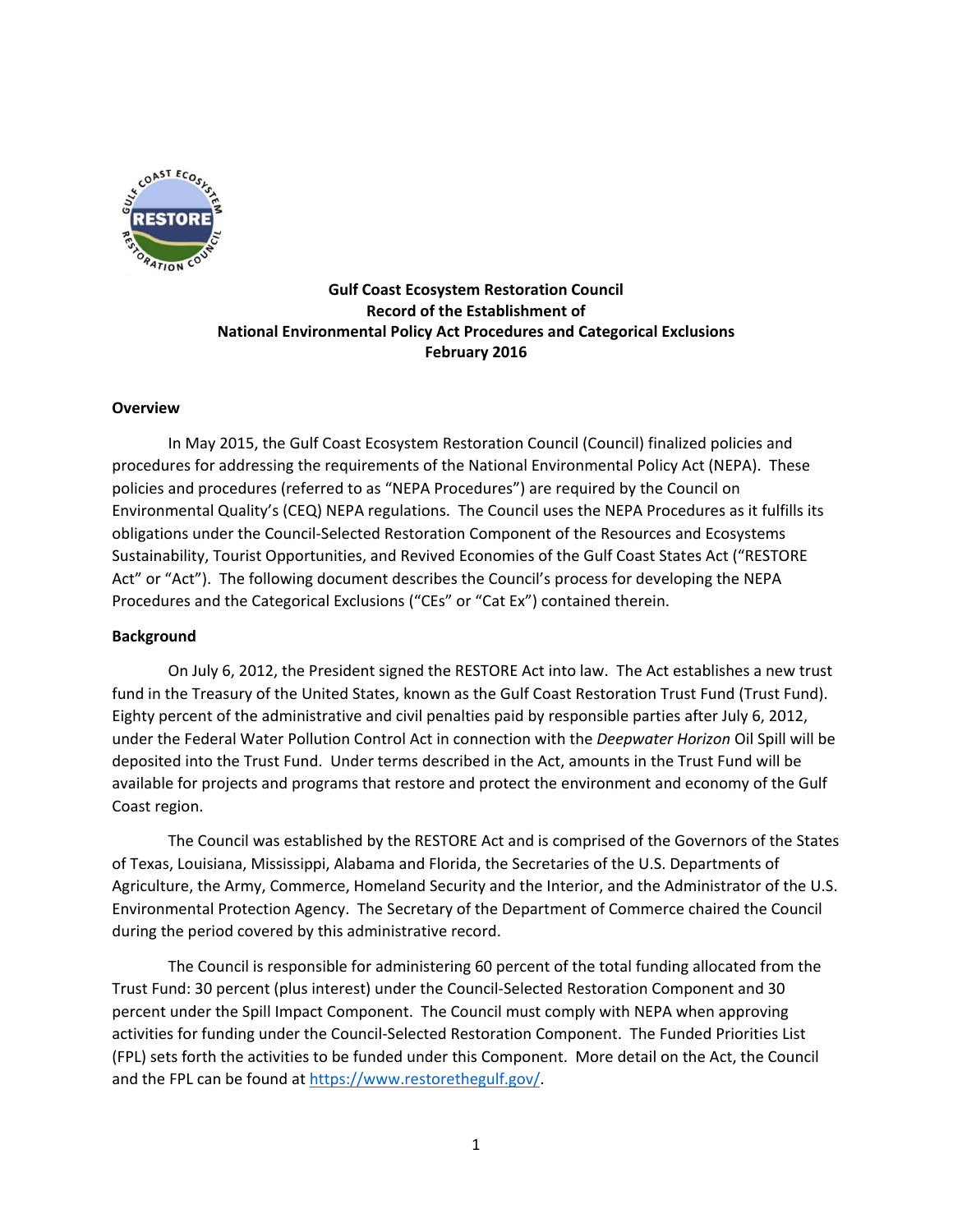**Gulf Coast Ecosystem Restoration Council**
**Record of the Establishment of**
**National Environmental Policy Act Procedures and Categorical Exclusions**
**February 2016**

## Overview

In May 2015, the Gulf Coast Ecosystem Restoration Council (Council) finalized policies and procedures for addressing the requirements of the National Environmental Policy Act (NEPA). These policies and procedures (referred to as "NEPA Procedures") are required by the Council on Environmental Quality's (CEQ) NEPA regulations. The Council uses the NEPA Procedures as it fulfills its obligations under the Council-Selected Restoration Component of the Resources and Ecosystems Sustainability, Tourist Opportunities, and Revived Economies of the Gulf Coast States Act ("RESTORE Act" or "Act"). The following document describes the Council's process for developing the NEPA Procedures and the Categorical Exclusions ("CEs" or "Cat Ex") contained therein.

## Background

On July 6, 2012, the President signed the RESTORE Act into law. The Act establishes a new trust fund in the Treasury of the United States, known as the Gulf Coast Restoration Trust Fund (Trust Fund). Eighty percent of the administrative and civil penalties paid by responsible parties after July 6, 2012, under the Federal Water Pollution Control Act in connection with the *Deepwater Horizon* Oil Spill will be deposited into the Trust Fund. Under terms described in the Act, amounts in the Trust Fund will be available for projects and programs that restore and protect the environment and economy of the Gulf Coast region.

The Council was established by the RESTORE Act and is comprised of the Governors of the States of Texas, Louisiana, Mississippi, Alabama and Florida, the Secretaries of the U.S. Departments of Agriculture, the Army, Commerce, Homeland Security and the Interior, and the Administrator of the U.S. Environmental Protection Agency. The Secretary of the Department of Commerce chaired the Council during the period covered by this administrative record.

The Council is responsible for administering 60 percent of the total funding allocated from the Trust Fund: 30 percent (plus interest) under the Council-Selected Restoration Component and 30 percent under the Spill Impact Component. The Council must comply with NEPA when approving activities for funding under the Council-Selected Restoration Component. The Funded Priorities List (FPL) sets forth the activities to be funded under this Component. More detail on the Act, the Council and the FPL can be found at https://www.restorethegulf.gov/.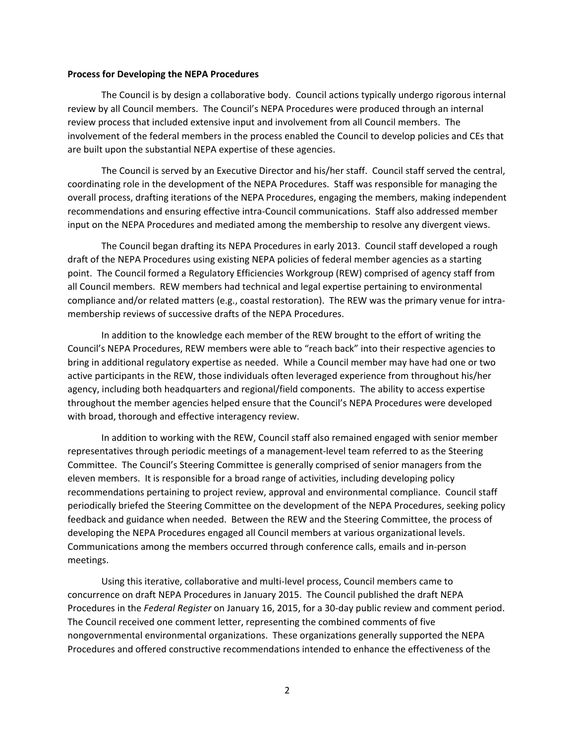**Process for Developing the NEPA Procedures**

The Council is by design a collaborative body. Council actions typically undergo rigorous internal review by all Council members. The Council's NEPA Procedures were produced through an internal review process that included extensive input and involvement from all Council members. The involvement of the federal members in the process enabled the Council to develop policies and CEs that are built upon the substantial NEPA expertise of these agencies.

The Council is served by an Executive Director and his/her staff. Council staff served the central, coordinating role in the development of the NEPA Procedures. Staff was responsible for managing the overall process, drafting iterations of the NEPA Procedures, engaging the members, making independent recommendations and ensuring effective intra-Council communications. Staff also addressed member input on the NEPA Procedures and mediated among the membership to resolve any divergent views.

The Council began drafting its NEPA Procedures in early 2013. Council staff developed a rough draft of the NEPA Procedures using existing NEPA policies of federal member agencies as a starting point. The Council formed a Regulatory Efficiencies Workgroup (REW) comprised of agency staff from all Council members. REW members had technical and legal expertise pertaining to environmental compliance and/or related matters (e.g., coastal restoration). The REW was the primary venue for intra-membership reviews of successive drafts of the NEPA Procedures.

In addition to the knowledge each member of the REW brought to the effort of writing the Council's NEPA Procedures, REW members were able to "reach back" into their respective agencies to bring in additional regulatory expertise as needed. While a Council member may have had one or two active participants in the REW, those individuals often leveraged experience from throughout his/her agency, including both headquarters and regional/field components. The ability to access expertise throughout the member agencies helped ensure that the Council's NEPA Procedures were developed with broad, thorough and effective interagency review.

In addition to working with the REW, Council staff also remained engaged with senior member representatives through periodic meetings of a management-level team referred to as the Steering Committee. The Council's Steering Committee is generally comprised of senior managers from the eleven members. It is responsible for a broad range of activities, including developing policy recommendations pertaining to project review, approval and environmental compliance. Council staff periodically briefed the Steering Committee on the development of the NEPA Procedures, seeking policy feedback and guidance when needed. Between the REW and the Steering Committee, the process of developing the NEPA Procedures engaged all Council members at various organizational levels. Communications among the members occurred through conference calls, emails and in-person meetings.

Using this iterative, collaborative and multi-level process, Council members came to concurrence on draft NEPA Procedures in January 2015. The Council published the draft NEPA Procedures in the *Federal Register* on January 16, 2015, for a 30-day public review and comment period. The Council received one comment letter, representing the combined comments of five nongovernmental environmental organizations. These organizations generally supported the NEPA Procedures and offered constructive recommendations intended to enhance the effectiveness of the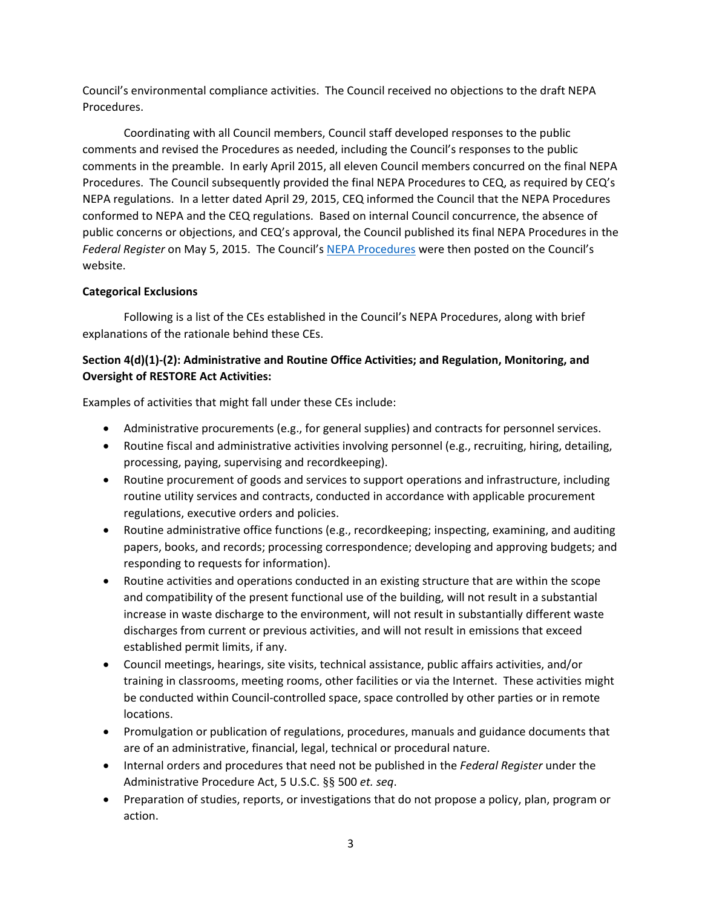Council's environmental compliance activities. The Council received no objections to the draft NEPA Procedures.

Coordinating with all Council members, Council staff developed responses to the public comments and revised the Procedures as needed, including the Council's responses to the public comments in the preamble. In early April 2015, all eleven Council members concurred on the final NEPA Procedures. The Council subsequently provided the final NEPA Procedures to CEQ, as required by CEQ's NEPA regulations. In a letter dated April 29, 2015, CEQ informed the Council that the NEPA Procedures conformed to NEPA and the CEQ regulations. Based on internal Council concurrence, the absence of public concerns or objections, and CEQ's approval, the Council published its final NEPA Procedures in the *Federal Register* on May 5, 2015. The Council's NEPA Procedures were then posted on the Council's website.

**Categorical Exclusions**

Following is a list of the CEs established in the Council's NEPA Procedures, along with brief explanations of the rationale behind these CEs.

**Section 4(d)(1)-(2): Administrative and Routine Office Activities; and Regulation, Monitoring, and Oversight of RESTORE Act Activities:**

Examples of activities that might fall under these CEs include:

- Administrative procurements (e.g., for general supplies) and contracts for personnel services.
- Routine fiscal and administrative activities involving personnel (e.g., recruiting, hiring, detailing, processing, paying, supervising and recordkeeping).
- Routine procurement of goods and services to support operations and infrastructure, including routine utility services and contracts, conducted in accordance with applicable procurement regulations, executive orders and policies.
- Routine administrative office functions (e.g., recordkeeping; inspecting, examining, and auditing papers, books, and records; processing correspondence; developing and approving budgets; and responding to requests for information).
- Routine activities and operations conducted in an existing structure that are within the scope and compatibility of the present functional use of the building, will not result in a substantial increase in waste discharge to the environment, will not result in substantially different waste discharges from current or previous activities, and will not result in emissions that exceed established permit limits, if any.
- Council meetings, hearings, site visits, technical assistance, public affairs activities, and/or training in classrooms, meeting rooms, other facilities or via the Internet. These activities might be conducted within Council-controlled space, space controlled by other parties or in remote locations.
- Promulgation or publication of regulations, procedures, manuals and guidance documents that are of an administrative, financial, legal, technical or procedural nature.
- Internal orders and procedures that need not be published in the *Federal Register* under the Administrative Procedure Act, 5 U.S.C. §§ 500 *et. seq*.
- Preparation of studies, reports, or investigations that do not propose a policy, plan, program or action.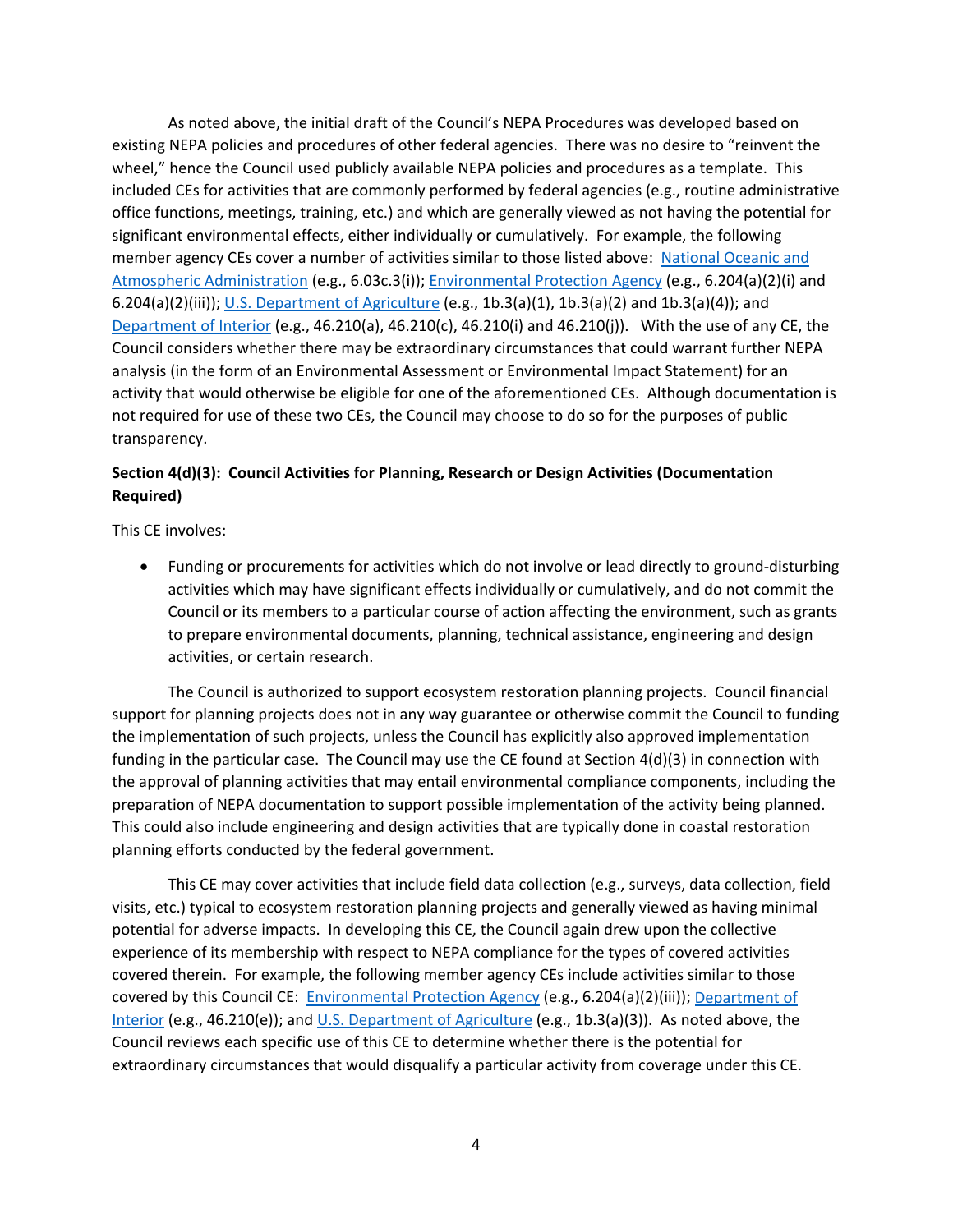As noted above, the initial draft of the Council's NEPA Procedures was developed based on existing NEPA policies and procedures of other federal agencies. There was no desire to "reinvent the wheel," hence the Council used publicly available NEPA policies and procedures as a template. This included CEs for activities that are commonly performed by federal agencies (e.g., routine administrative office functions, meetings, training, etc.) and which are generally viewed as not having the potential for significant environmental effects, either individually or cumulatively. For example, the following member agency CEs cover a number of activities similar to those listed above: National Oceanic and Atmospheric Administration (e.g., 6.03c.3(i)); Environmental Protection Agency (e.g., 6.204(a)(2)(i) and 6.204(a)(2)(iii)); U.S. Department of Agriculture (e.g., 1b.3(a)(1), 1b.3(a)(2) and 1b.3(a)(4)); and Department of Interior (e.g., 46.210(a), 46.210(c), 46.210(i) and 46.210(j)). With the use of any CE, the Council considers whether there may be extraordinary circumstances that could warrant further NEPA analysis (in the form of an Environmental Assessment or Environmental Impact Statement) for an activity that would otherwise be eligible for one of the aforementioned CEs. Although documentation is not required for use of these two CEs, the Council may choose to do so for the purposes of public transparency.

**Section 4(d)(3): Council Activities for Planning, Research or Design Activities (Documentation Required)**

This CE involves:

- Funding or procurements for activities which do not involve or lead directly to ground-disturbing activities which may have significant effects individually or cumulatively, and do not commit the Council or its members to a particular course of action affecting the environment, such as grants to prepare environmental documents, planning, technical assistance, engineering and design activities, or certain research.

The Council is authorized to support ecosystem restoration planning projects. Council financial support for planning projects does not in any way guarantee or otherwise commit the Council to funding the implementation of such projects, unless the Council has explicitly also approved implementation funding in the particular case. The Council may use the CE found at Section 4(d)(3) in connection with the approval of planning activities that may entail environmental compliance components, including the preparation of NEPA documentation to support possible implementation of the activity being planned. This could also include engineering and design activities that are typically done in coastal restoration planning efforts conducted by the federal government.

This CE may cover activities that include field data collection (e.g., surveys, data collection, field visits, etc.) typical to ecosystem restoration planning projects and generally viewed as having minimal potential for adverse impacts. In developing this CE, the Council again drew upon the collective experience of its membership with respect to NEPA compliance for the types of covered activities covered therein. For example, the following member agency CEs include activities similar to those covered by this Council CE: Environmental Protection Agency (e.g., 6.204(a)(2)(iii)); Department of Interior (e.g., 46.210(e)); and U.S. Department of Agriculture (e.g., 1b.3(a)(3)). As noted above, the Council reviews each specific use of this CE to determine whether there is the potential for extraordinary circumstances that would disqualify a particular activity from coverage under this CE.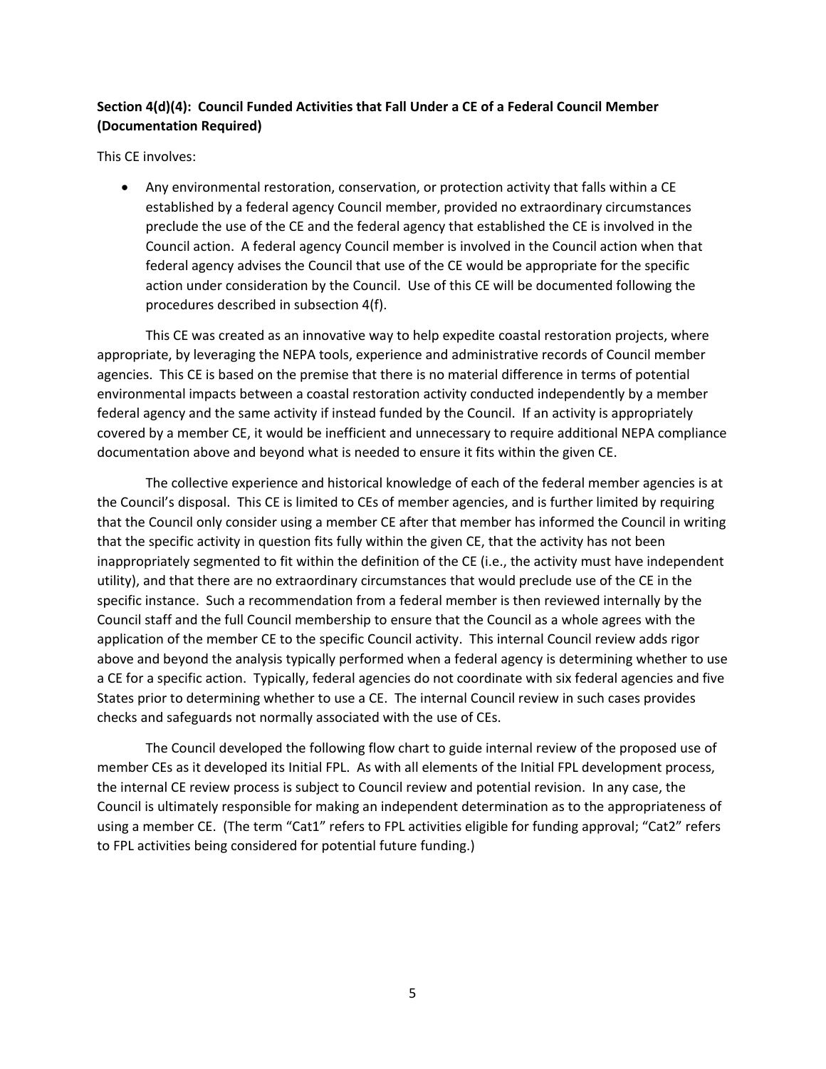### Section 4(d)(4): Council Funded Activities that Fall Under a CE of a Federal Council Member (Documentation Required)

This CE involves:

- Any environmental restoration, conservation, or protection activity that falls within a CE established by a federal agency Council member, provided no extraordinary circumstances preclude the use of the CE and the federal agency that established the CE is involved in the Council action. A federal agency Council member is involved in the Council action when that federal agency advises the Council that use of the CE would be appropriate for the specific action under consideration by the Council. Use of this CE will be documented following the procedures described in subsection 4(f).

This CE was created as an innovative way to help expedite coastal restoration projects, where appropriate, by leveraging the NEPA tools, experience and administrative records of Council member agencies. This CE is based on the premise that there is no material difference in terms of potential environmental impacts between a coastal restoration activity conducted independently by a member federal agency and the same activity if instead funded by the Council. If an activity is appropriately covered by a member CE, it would be inefficient and unnecessary to require additional NEPA compliance documentation above and beyond what is needed to ensure it fits within the given CE.

The collective experience and historical knowledge of each of the federal member agencies is at the Council's disposal. This CE is limited to CEs of member agencies, and is further limited by requiring that the Council only consider using a member CE after that member has informed the Council in writing that the specific activity in question fits fully within the given CE, that the activity has not been inappropriately segmented to fit within the definition of the CE (i.e., the activity must have independent utility), and that there are no extraordinary circumstances that would preclude use of the CE in the specific instance. Such a recommendation from a federal member is then reviewed internally by the Council staff and the full Council membership to ensure that the Council as a whole agrees with the application of the member CE to the specific Council activity. This internal Council review adds rigor above and beyond the analysis typically performed when a federal agency is determining whether to use a CE for a specific action. Typically, federal agencies do not coordinate with six federal agencies and five States prior to determining whether to use a CE. The internal Council review in such cases provides checks and safeguards not normally associated with the use of CEs.

The Council developed the following flow chart to guide internal review of the proposed use of member CEs as it developed its Initial FPL. As with all elements of the Initial FPL development process, the internal CE review process is subject to Council review and potential revision. In any case, the Council is ultimately responsible for making an independent determination as to the appropriateness of using a member CE. (The term "Cat1" refers to FPL activities eligible for funding approval; "Cat2" refers to FPL activities being considered for potential future funding.)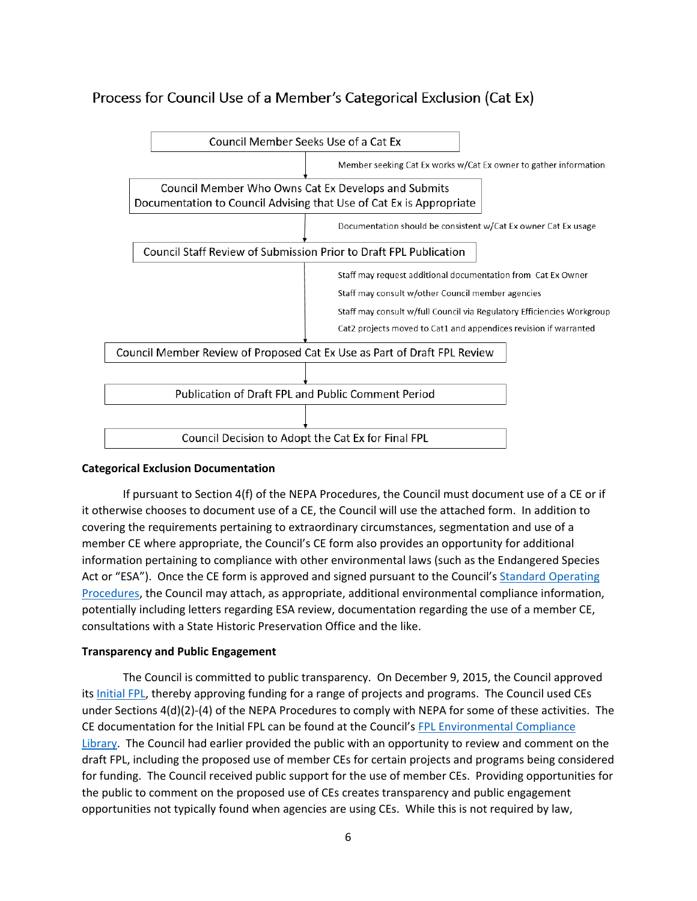## Process for Council Use of a Member's Categorical Exclusion (Cat Ex)

Council Member Seeks Use of a Cat Ex

↓ *Member seeking Cat Ex works w/Cat Ex owner to gather information*

Council Member Who Owns Cat Ex Develops and Submits Documentation to Council Advising that Use of Cat Ex is Appropriate

↓ *Documentation should be consistent w/Cat Ex owner Cat Ex usage*

Council Staff Review of Submission Prior to Draft FPL Publication

↓ *Staff may request additional documentation from Cat Ex Owner*
*Staff may consult w/other Council member agencies*
*Staff may consult w/full Council via Regulatory Efficiencies Workgroup*
*Cat2 projects moved to Cat1 and appendices revision if warranted*

Council Member Review of Proposed Cat Ex Use as Part of Draft FPL Review

↓

Publication of Draft FPL and Public Comment Period

↓

Council Decision to Adopt the Cat Ex for Final FPL

**Categorical Exclusion Documentation**

If pursuant to Section 4(f) of the NEPA Procedures, the Council must document use of a CE or if it otherwise chooses to document use of a CE, the Council will use the attached form. In addition to covering the requirements pertaining to extraordinary circumstances, segmentation and use of a member CE where appropriate, the Council's CE form also provides an opportunity for additional information pertaining to compliance with other environmental laws (such as the Endangered Species Act or "ESA"). Once the CE form is approved and signed pursuant to the Council's Standard Operating Procedures, the Council may attach, as appropriate, additional environmental compliance information, potentially including letters regarding ESA review, documentation regarding the use of a member CE, consultations with a State Historic Preservation Office and the like.

**Transparency and Public Engagement**

The Council is committed to public transparency. On December 9, 2015, the Council approved its Initial FPL, thereby approving funding for a range of projects and programs. The Council used CEs under Sections 4(d)(2)-(4) of the NEPA Procedures to comply with NEPA for some of these activities. The CE documentation for the Initial FPL can be found at the Council's FPL Environmental Compliance Library. The Council had earlier provided the public with an opportunity to review and comment on the draft FPL, including the proposed use of member CEs for certain projects and programs being considered for funding. The Council received public support for the use of member CEs. Providing opportunities for the public to comment on the proposed use of CEs creates transparency and public engagement opportunities not typically found when agencies are using CEs. While this is not required by law,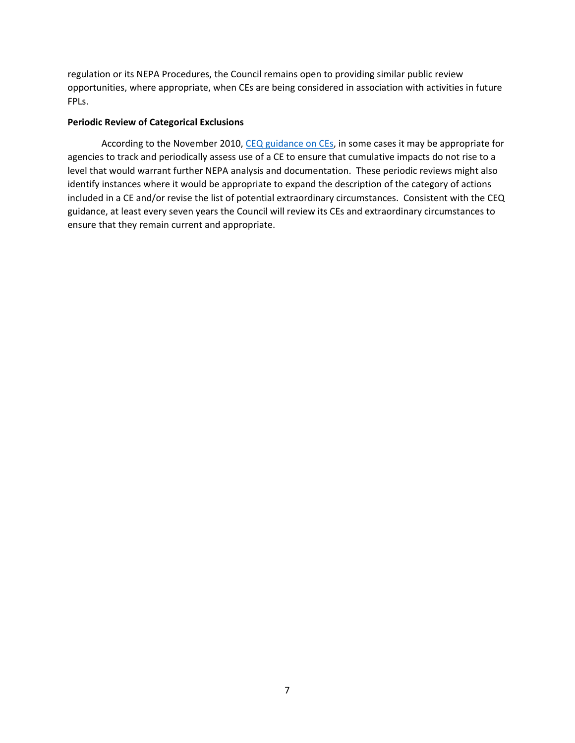regulation or its NEPA Procedures, the Council remains open to providing similar public review opportunities, where appropriate, when CEs are being considered in association with activities in future FPLs.

**Periodic Review of Categorical Exclusions**

According to the November 2010, CEQ guidance on CEs, in some cases it may be appropriate for agencies to track and periodically assess use of a CE to ensure that cumulative impacts do not rise to a level that would warrant further NEPA analysis and documentation. These periodic reviews might also identify instances where it would be appropriate to expand the description of the category of actions included in a CE and/or revise the list of potential extraordinary circumstances. Consistent with the CEQ guidance, at least every seven years the Council will review its CEs and extraordinary circumstances to ensure that they remain current and appropriate.